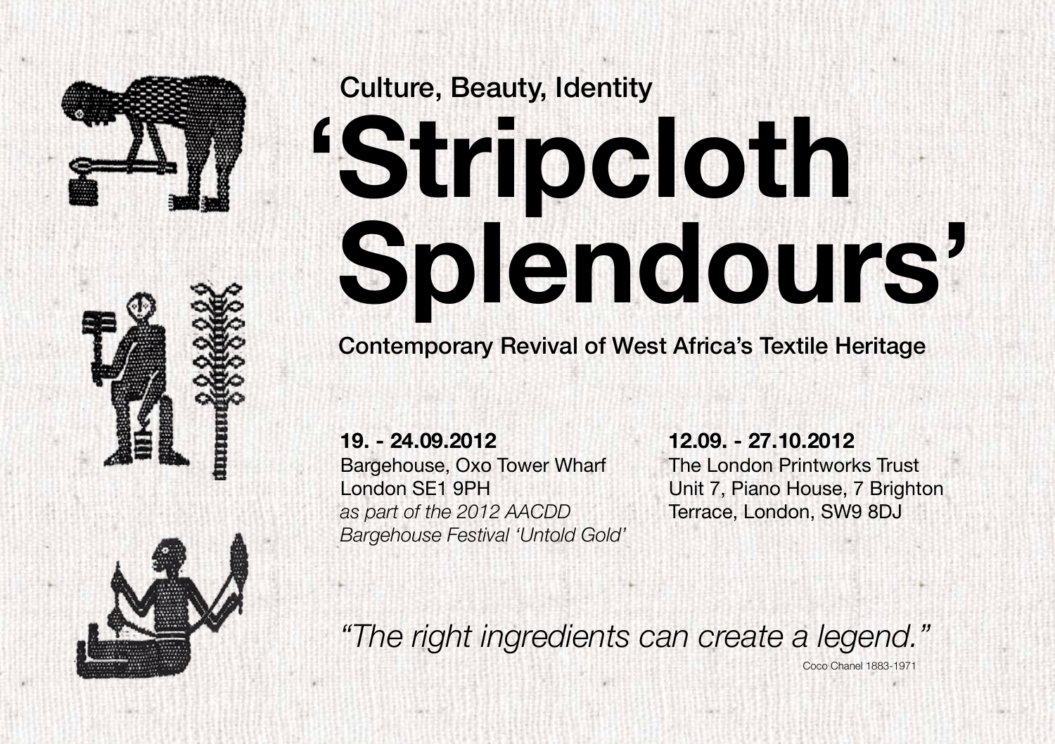Culture, Beauty, Identity

# 'Stripcloth Splendours'

Contemporary Revival of West Africa's Textile Heritage

**19. - 24.09.2012**
Bargehouse, Oxo Tower Wharf
London SE1 9PH
*as part of the 2012 AACDD Bargehouse Festival 'Untold Gold'*

**12.09. - 27.10.2012**
The London Printworks Trust
Unit 7, Piano House, 7 Brighton Terrace, London, SW9 8DJ

*"The right ingredients can create a legend."*

Coco Chanel 1883-1971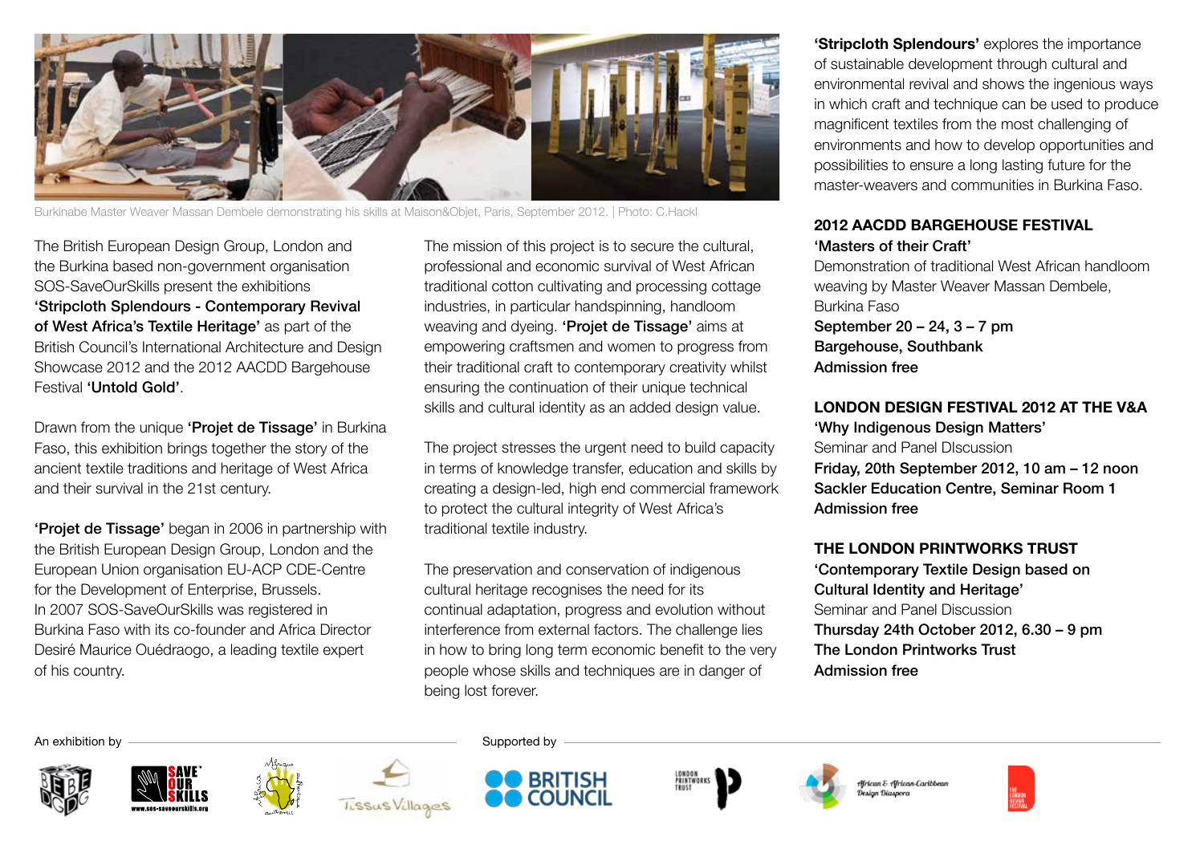Burkinabe Master Weaver Massan Dembele demonstrating his skills at Maison&Objet, Paris, September 2012. | Photo: C.Hackl

The British European Design Group, London and the Burkina based non-government organisation SOS-SaveOurSkills present the exhibitions **'Stripcloth Splendours - Contemporary Revival of West Africa's Textile Heritage'** as part of the British Council's International Architecture and Design Showcase 2012 and the 2012 AACDD Bargehouse Festival **'Untold Gold'**.

Drawn from the unique **'Projet de Tissage'** in Burkina Faso, this exhibition brings together the story of the ancient textile traditions and heritage of West Africa and their survival in the 21st century.

**'Projet de Tissage'** began in 2006 in partnership with the British European Design Group, London and the European Union organisation EU-ACP CDE-Centre for the Development of Enterprise, Brussels. In 2007 SOS-SaveOurSkills was registered in Burkina Faso with its co-founder and Africa Director Desiré Maurice Ouédraogo, a leading textile expert of his country.

The mission of this project is to secure the cultural, professional and economic survival of West African traditional cotton cultivating and processing cottage industries, in particular handspinning, handloom weaving and dyeing. **'Projet de Tissage'** aims at empowering craftsmen and women to progress from their traditional craft to contemporary creativity whilst ensuring the continuation of their unique technical skills and cultural identity as an added design value.

The project stresses the urgent need to build capacity in terms of knowledge transfer, education and skills by creating a design-led, high end commercial framework to protect the cultural integrity of West Africa's traditional textile industry.

The preservation and conservation of indigenous cultural heritage recognises the need for its continual adaptation, progress and evolution without interference from external factors. The challenge lies in how to bring long term economic benefit to the very people whose skills and techniques are in danger of being lost forever.

**'Stripcloth Splendours'** explores the importance of sustainable development through cultural and environmental revival and shows the ingenious ways in which craft and technique can be used to produce magnificent textiles from the most challenging of environments and how to develop opportunities and possibilities to ensure a long lasting future for the master-weavers and communities in Burkina Faso.

## 2012 AACDD BARGEHOUSE FESTIVAL

**'Masters of their Craft'**
Demonstration of traditional West African handloom weaving by Master Weaver Massan Dembele, Burkina Faso
**September 20 – 24, 3 – 7 pm**
**Bargehouse, Southbank**
**Admission free**

## LONDON DESIGN FESTIVAL 2012 AT THE V&A

**'Why Indigenous Design Matters'**
Seminar and Panel DIscussion
**Friday, 20th September 2012, 10 am – 12 noon**
**Sackler Education Centre, Seminar Room 1**
**Admission free**

## THE LONDON PRINTWORKS TRUST

**'Contemporary Textile Design based on Cultural Identity and Heritage'**
Seminar and Panel Discussion
**Thursday 24th October 2012, 6.30 – 9 pm**
**The London Printworks Trust**
**Admission free**

An exhibition by

Supported by